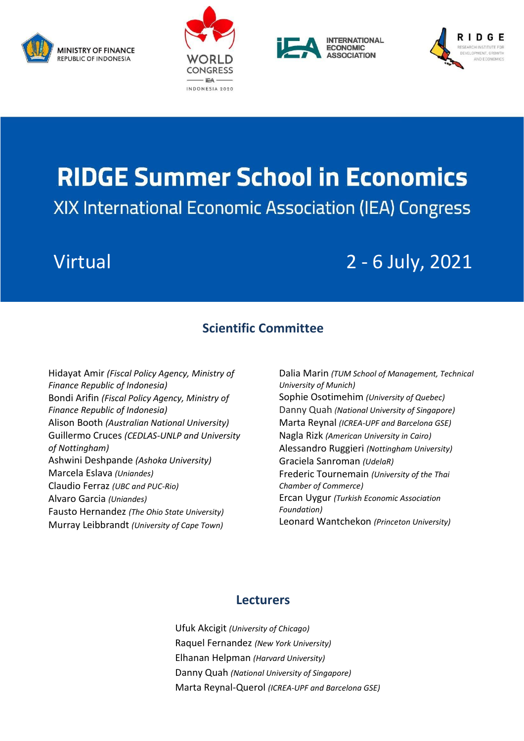MINISTRY OF FINANCE
REPUBLIC OF INDONESIA

WORLD CONGRESS IEA INDONESIA 2020

INTERNATIONAL ECONOMIC ASSOCIATION

RIDGE RESEARCH INSTITUTE FOR DEVELOPMENT, GROWTH AND ECONOMICS

# RIDGE Summer School in Economics

## XIX International Economic Association (IEA) Congress

Virtual

2 - 6 July, 2021

## Scientific Committee

Hidayat Amir *(Fiscal Policy Agency, Ministry of Finance Republic of Indonesia)*
Bondi Arifin *(Fiscal Policy Agency, Ministry of Finance Republic of Indonesia)*
Alison Booth *(Australian National University)*
Guillermo Cruces *(CEDLAS-UNLP and University of Nottingham)*
Ashwini Deshpande *(Ashoka University)*
Marcela Eslava *(Uniandes)*
Claudio Ferraz *(UBC and PUC-Rio)*
Alvaro Garcia *(Uniandes)*
Fausto Hernandez *(The Ohio State University)*
Murray Leibbrandt *(University of Cape Town)*
Dalia Marin *(TUM School of Management, Technical University of Munich)*
Sophie Osotimehim *(University of Quebec)*
Danny Quah *(National University of Singapore)*
Marta Reynal *(ICREA-UPF and Barcelona GSE)*
Nagla Rizk *(American University in Cairo)*
Alessandro Ruggieri *(Nottingham University)*
Graciela Sanroman *(UdelaR)*
Frederic Tournemain *(University of the Thai Chamber of Commerce)*
Ercan Uygur *(Turkish Economic Association Foundation)*
Leonard Wantchekon *(Princeton University)*

## Lecturers

Ufuk Akcigit *(University of Chicago)*
Raquel Fernandez *(New York University)*
Elhanan Helpman *(Harvard University)*
Danny Quah *(National University of Singapore)*
Marta Reynal-Querol *(ICREA-UPF and Barcelona GSE)*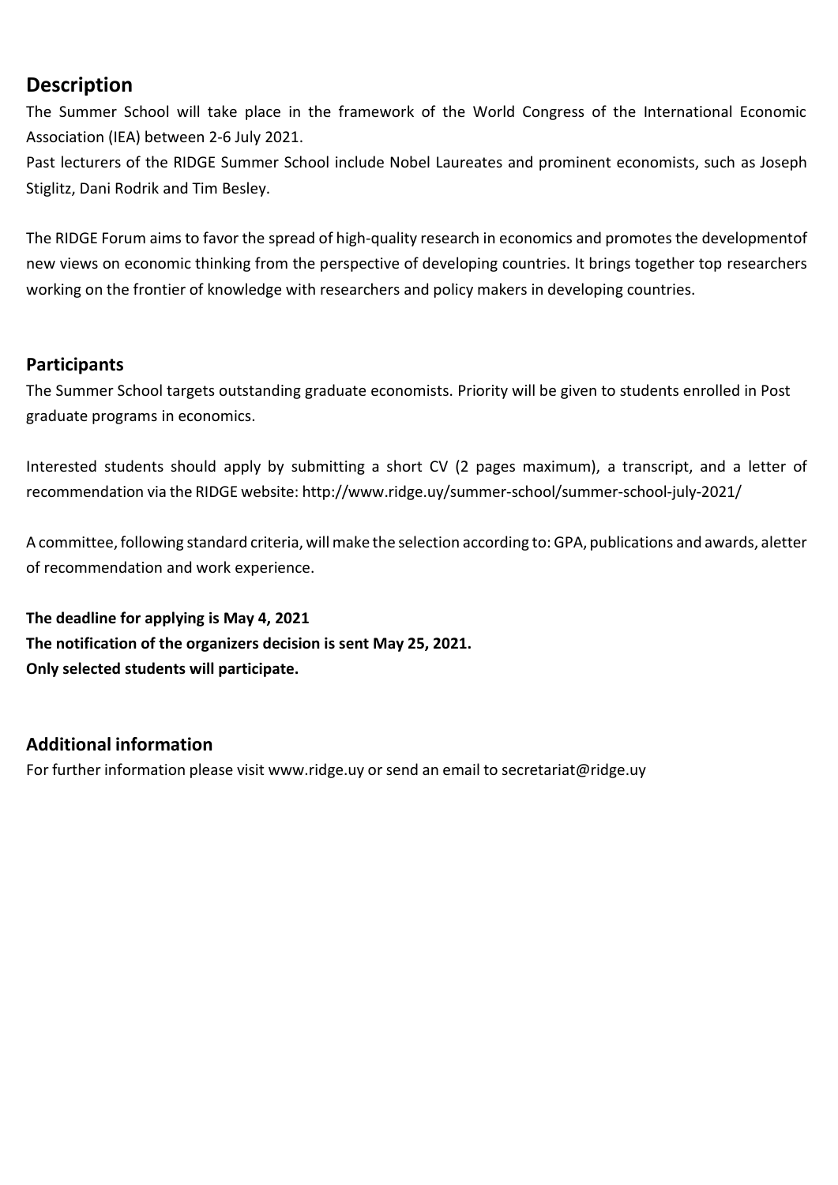## Description

The Summer School will take place in the framework of the World Congress of the International Economic Association (IEA) between 2-6 July 2021.

Past lecturers of the RIDGE Summer School include Nobel Laureates and prominent economists, such as Joseph Stiglitz, Dani Rodrik and Tim Besley.

The RIDGE Forum aims to favor the spread of high-quality research in economics and promotes the developmentof new views on economic thinking from the perspective of developing countries. It brings together top researchers working on the frontier of knowledge with researchers and policy makers in developing countries.

## Participants

The Summer School targets outstanding graduate economists. Priority will be given to students enrolled in Post graduate programs in economics.

Interested students should apply by submitting a short CV (2 pages maximum), a transcript, and a letter of recommendation via the RIDGE website: http://www.ridge.uy/summer-school/summer-school-july-2021/

A committee, following standard criteria, will make the selection according to: GPA, publications and awards, aletter of recommendation and work experience.

**The deadline for applying is May 4, 2021**
**The notification of the organizers decision is sent May 25, 2021.**
**Only selected students will participate.**

## Additional information

For further information please visit www.ridge.uy or send an email to secretariat@ridge.uy